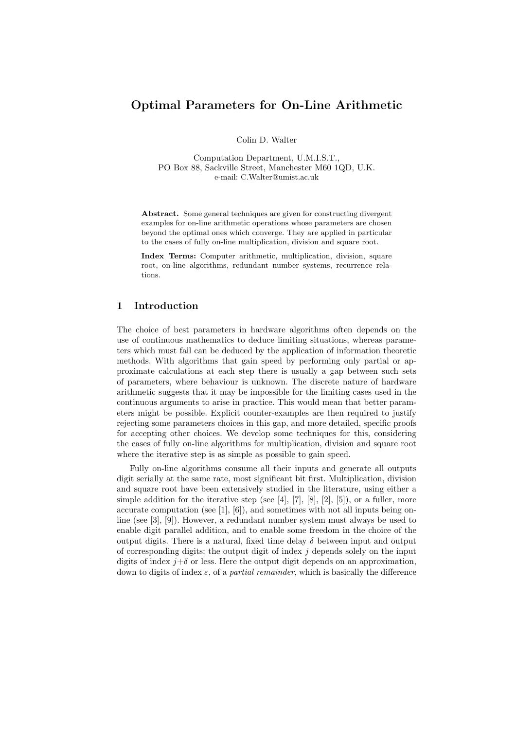# Optimal Parameters for On-Line Arithmetic

Colin D. Walter

Computation Department, U.M.I.S.T.,
PO Box 88, Sackville Street, Manchester M60 1QD, U.K.
e-mail: C.Walter@umist.ac.uk

**Abstract.** Some general techniques are given for constructing divergent examples for on-line arithmetic operations whose parameters are chosen beyond the optimal ones which converge. They are applied in particular to the cases of fully on-line multiplication, division and square root.

**Index Terms:** Computer arithmetic, multiplication, division, square root, on-line algorithms, redundant number systems, recurrence relations.

## 1 Introduction

The choice of best parameters in hardware algorithms often depends on the use of continuous mathematics to deduce limiting situations, whereas parameters which must fail can be deduced by the application of information theoretic methods. With algorithms that gain speed by performing only partial or approximate calculations at each step there is usually a gap between such sets of parameters, where behaviour is unknown. The discrete nature of hardware arithmetic suggests that it may be impossible for the limiting cases used in the continuous arguments to arise in practice. This would mean that better parameters might be possible. Explicit counter-examples are then required to justify rejecting some parameters choices in this gap, and more detailed, specific proofs for accepting other choices. We develop some techniques for this, considering the cases of fully on-line algorithms for multiplication, division and square root where the iterative step is as simple as possible to gain speed.

Fully on-line algorithms consume all their inputs and generate all outputs digit serially at the same rate, most significant bit first. Multiplication, division and square root have been extensively studied in the literature, using either a simple addition for the iterative step (see [4], [7], [8], [2], [5]), or a fuller, more accurate computation (see [1], [6]), and sometimes with not all inputs being on-line (see [3], [9]). However, a redundant number system must always be used to enable digit parallel addition, and to enable some freedom in the choice of the output digits. There is a natural, fixed time delay $\delta$ between input and output of corresponding digits: the output digit of index $j$ depends solely on the input digits of index $j+\delta$ or less. Here the output digit depends on an approximation, down to digits of index $\varepsilon$, of a *partial remainder*, which is basically the difference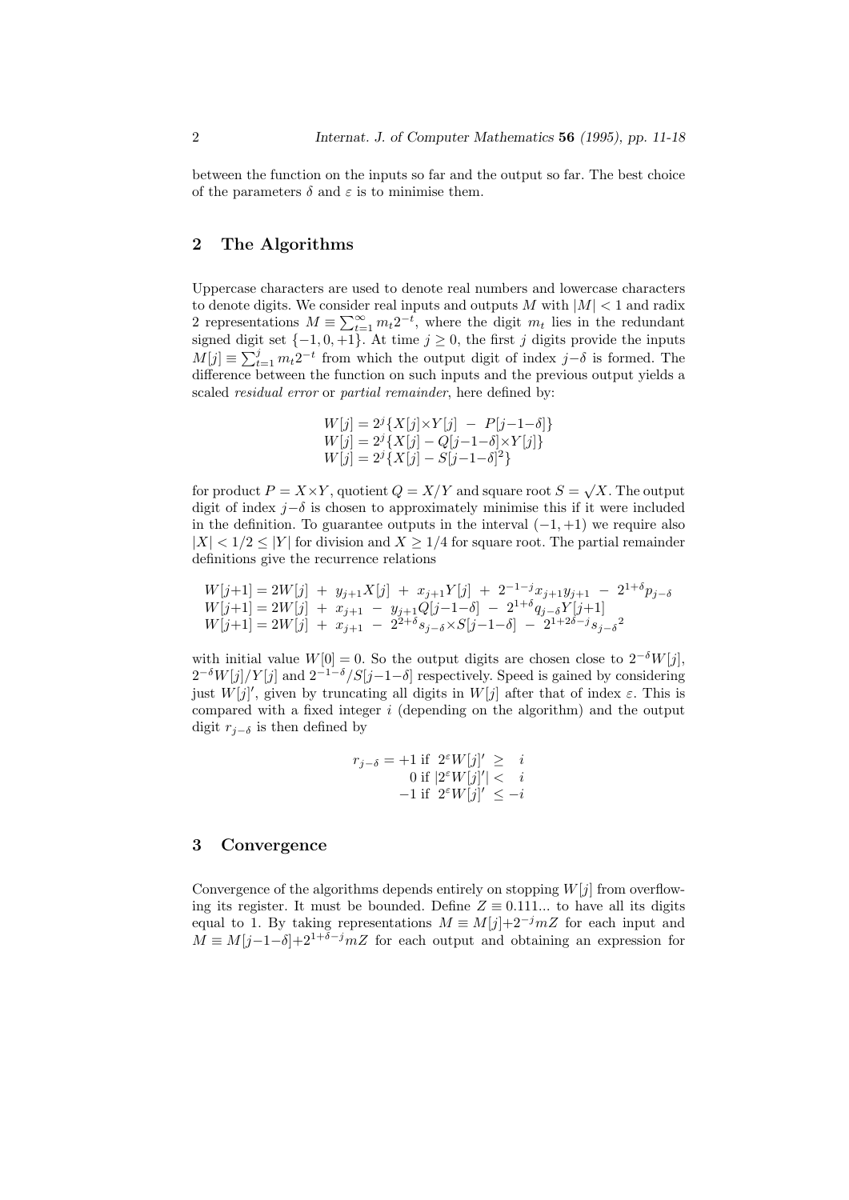between the function on the inputs so far and the output so far. The best choice of the parameters $\delta$ and $\varepsilon$ is to minimise them.

## 2 The Algorithms

Uppercase characters are used to denote real numbers and lowercase characters to denote digits. We consider real inputs and outputs $M$ with $|M| < 1$ and radix 2 representations $M \equiv \sum_{t=1}^{\infty} m_t 2^{-t}$, where the digit $m_t$ lies in the redundant signed digit set $\{-1, 0, +1\}$. At time $j \geq 0$, the first $j$ digits provide the inputs $M[j] \equiv \sum_{t=1}^{j} m_t 2^{-t}$ from which the output digit of index $j{-}\delta$ is formed. The difference between the function on such inputs and the previous output yields a scaled *residual error* or *partial remainder*, here defined by:

$$
\begin{aligned}
W[j] &= 2^j\{X[j]{\times}Y[j] \;-\; P[j{-}1{-}\delta]\} \\
W[j] &= 2^j\{X[j] - Q[j{-}1{-}\delta]{\times}Y[j]\} \\
W[j] &= 2^j\{X[j] - S[j{-}1{-}\delta]^2\}
\end{aligned}
$$

for product $P = X{\times}Y$, quotient $Q = X/Y$ and square root $S = \sqrt{X}$. The output digit of index $j{-}\delta$ is chosen to approximately minimise this if it were included in the definition. To guarantee outputs in the interval $(-1, +1)$ we require also $|X| < 1/2 \leq |Y|$ for division and $X \geq 1/4$ for square root. The partial remainder definitions give the recurrence relations

$$
\begin{aligned}
W[j{+}1] &= 2W[j] \;+\; y_{j+1}X[j] \;+\; x_{j+1}Y[j] \;+\; 2^{-1-j}x_{j+1}y_{j+1} \;-\; 2^{1+\delta}p_{j-\delta} \\
W[j{+}1] &= 2W[j] \;+\; x_{j+1} \;-\; y_{j+1}Q[j{-}1{-}\delta] \;-\; 2^{1+\delta}q_{j-\delta}Y[j{+}1] \\
W[j{+}1] &= 2W[j] \;+\; x_{j+1} \;-\; 2^{2+\delta}s_{j-\delta}{\times}S[j{-}1{-}\delta] \;-\; 2^{1+2\delta-j}{s_{j-\delta}}^2
\end{aligned}
$$

with initial value $W[0] = 0$. So the output digits are chosen close to $2^{-\delta}W[j]$, $2^{-\delta}W[j]/Y[j]$ and $2^{-1-\delta}/S[j{-}1{-}\delta]$ respectively. Speed is gained by considering just $W[j]'$, given by truncating all digits in $W[j]$ after that of index $\varepsilon$. This is compared with a fixed integer $i$ (depending on the algorithm) and the output digit $r_{j-\delta}$ is then defined by

$$
r_{j-\delta} = \begin{cases} +1 & \text{if } \; 2^{\varepsilon}W[j]' \;\geq\; i \\ 0 & \text{if } \; |2^{\varepsilon}W[j]'| < \; i \\ -1 & \text{if } \; 2^{\varepsilon}W[j]' \;\leq -i \end{cases}
$$

## 3 Convergence

Convergence of the algorithms depends entirely on stopping $W[j]$ from overflowing its register. It must be bounded. Define $Z \equiv 0.111...$ to have all its digits equal to 1. By taking representations $M \equiv M[j]{+}2^{-j}mZ$ for each input and $M \equiv M[j{-}1{-}\delta]{+}2^{1+\delta-j}mZ$ for each output and obtaining an expression for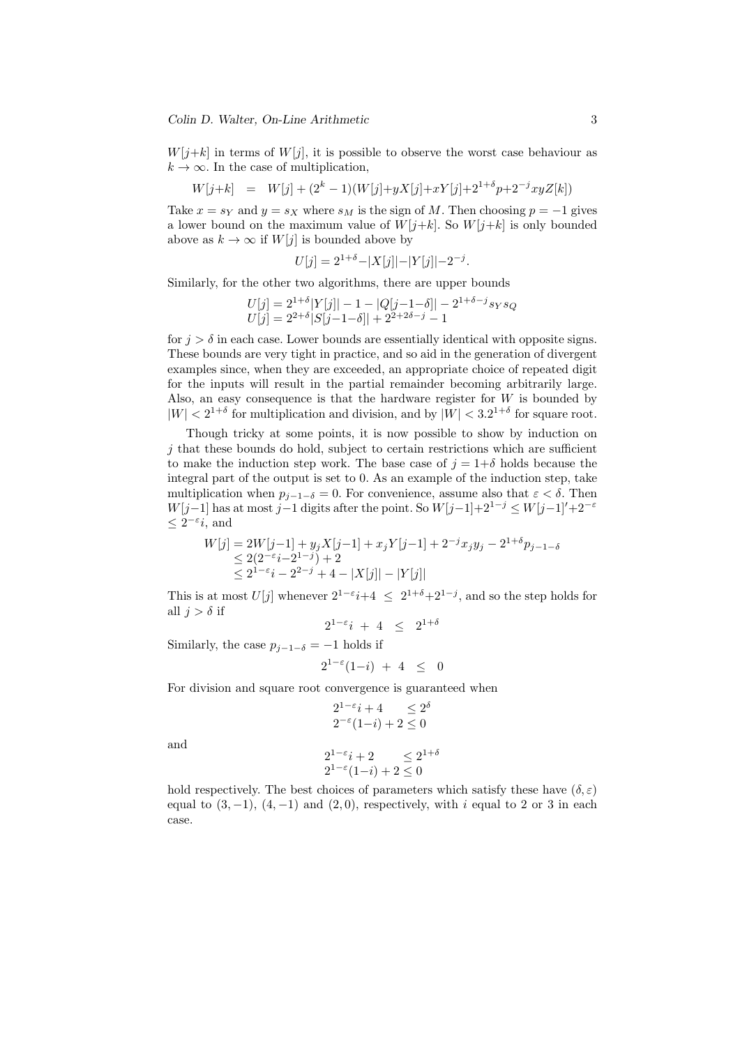$W[j{+}k]$ in terms of $W[j]$, it is possible to observe the worst case behaviour as $k \to \infty$. In the case of multiplication,

$$W[j{+}k] \;\;=\;\; W[j] + (2^k - 1)(W[j]{+}yX[j]{+}xY[j]{+}2^{1+\delta}p{+}2^{-j}xyZ[k])$$

Take $x = s_Y$ and $y = s_X$ where $s_M$ is the sign of $M$. Then choosing $p = -1$ gives a lower bound on the maximum value of $W[j{+}k]$. So $W[j{+}k]$ is only bounded above as $k \to \infty$ if $W[j]$ is bounded above by

$$U[j] = 2^{1+\delta}{-}|X[j]|{-}|Y[j]|{-}2^{-j}.$$

Similarly, for the other two algorithms, there are upper bounds

$$\begin{array}{l} U[j] = 2^{1+\delta}|Y[j]| - 1 - |Q[j{-}1{-}\delta]| - 2^{1+\delta-j}s_Y s_Q \\ U[j] = 2^{2+\delta}|S[j{-}1{-}\delta]| + 2^{2+2\delta-j} - 1 \end{array}$$

for $j > \delta$ in each case. Lower bounds are essentially identical with opposite signs. These bounds are very tight in practice, and so aid in the generation of divergent examples since, when they are exceeded, an appropriate choice of repeated digit for the inputs will result in the partial remainder becoming arbitrarily large. Also, an easy consequence is that the hardware register for $W$ is bounded by $|W| < 2^{1+\delta}$ for multiplication and division, and by $|W| < 3.2^{1+\delta}$ for square root.

Though tricky at some points, it is now possible to show by induction on $j$ that these bounds do hold, subject to certain restrictions which are sufficient to make the induction step work. The base case of $j = 1{+}\delta$ holds because the integral part of the output is set to 0. As an example of the induction step, take multiplication when $p_{j-1-\delta} = 0$. For convenience, assume also that $\varepsilon < \delta$. Then $W[j{-}1]$ has at most $j{-}1$ digits after the point. So $W[j{-}1]{+}2^{1-j} \le W[j{-}1]'{+}2^{-\varepsilon} \le 2^{-\varepsilon}i$, and

$$\begin{array}{rl} W[j] & = 2W[j{-}1] + y_jX[j{-}1] + x_jY[j{-}1] + 2^{-j}x_jy_j - 2^{1+\delta}p_{j-1-\delta} \\ & \le 2(2^{-\varepsilon}i{-}2^{1-j}) + 2 \\ & \le 2^{1-\varepsilon}i - 2^{2-j} + 4 - |X[j]| - |Y[j]| \end{array}$$

This is at most $U[j]$ whenever $2^{1-\varepsilon}i{+}4 \;\le\; 2^{1+\delta}{+}2^{1-j}$, and so the step holds for all $j > \delta$ if

$$2^{1-\varepsilon}i \;+\; 4 \;\;\le\;\; 2^{1+\delta}$$

Similarly, the case $p_{j-1-\delta} = -1$ holds if

$$2^{1-\varepsilon}(1{-}i) \;+\; 4 \;\;\le\;\; 0$$

For division and square root convergence is guaranteed when

$$\begin{array}{l} 2^{1-\varepsilon}i + 4 \quad\;\; \le 2^{\delta} \\ 2^{-\varepsilon}(1{-}i) + 2 \le 0 \end{array}$$

and

$$\begin{array}{l} 2^{1-\varepsilon}i + 2 \qquad \le 2^{1+\delta} \\ 2^{1-\varepsilon}(1{-}i) + 2 \le 0 \end{array}$$

hold respectively. The best choices of parameters which satisfy these have $(\delta, \varepsilon)$ equal to $(3, -1)$, $(4, -1)$ and $(2, 0)$, respectively, with $i$ equal to 2 or 3 in each case.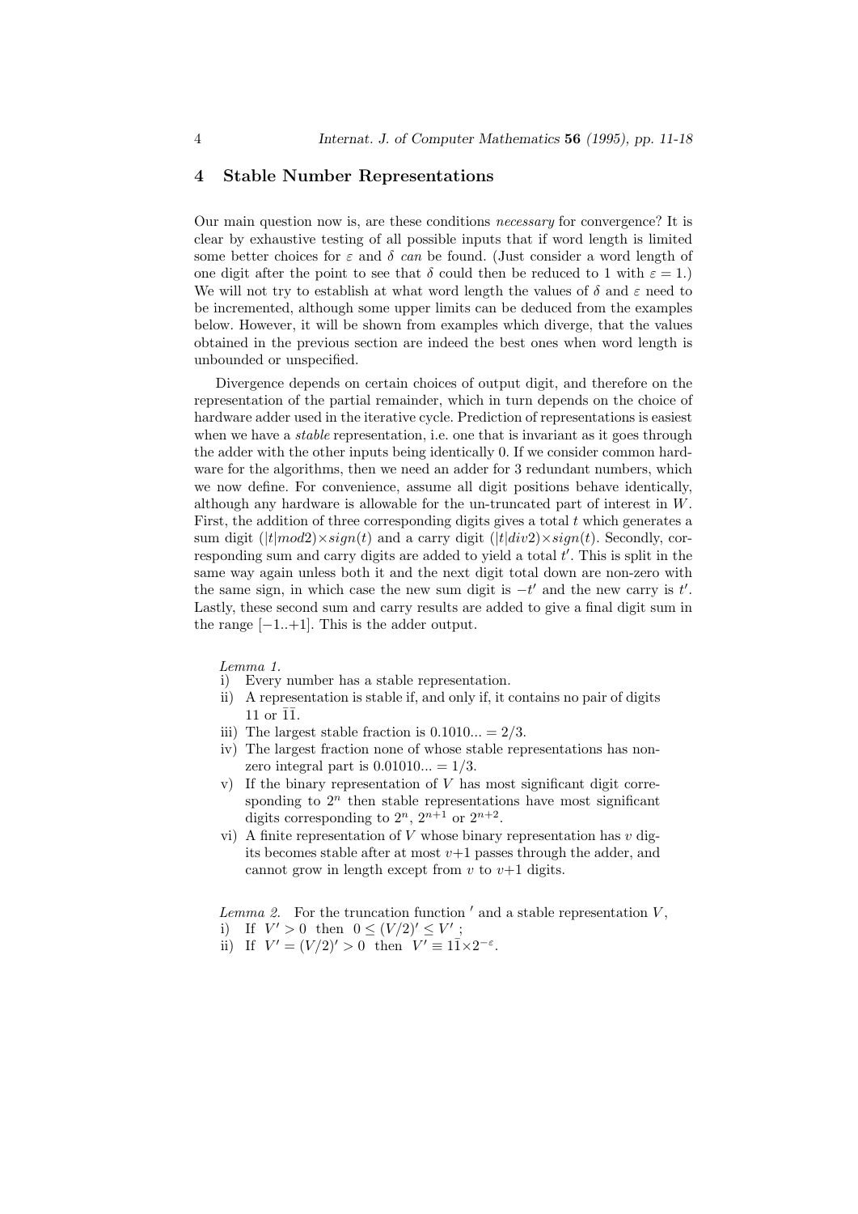## 4 Stable Number Representations

Our main question now is, are these conditions *necessary* for convergence? It is clear by exhaustive testing of all possible inputs that if word length is limited some better choices for $\varepsilon$ and $\delta$ *can* be found. (Just consider a word length of one digit after the point to see that $\delta$ could then be reduced to 1 with $\varepsilon = 1$.) We will not try to establish at what word length the values of $\delta$ and $\varepsilon$ need to be incremented, although some upper limits can be deduced from the examples below. However, it will be shown from examples which diverge, that the values obtained in the previous section are indeed the best ones when word length is unbounded or unspecified.

Divergence depends on certain choices of output digit, and therefore on the representation of the partial remainder, which in turn depends on the choice of hardware adder used in the iterative cycle. Prediction of representations is easiest when we have a *stable* representation, i.e. one that is invariant as it goes through the adder with the other inputs being identically 0. If we consider common hardware for the algorithms, then we need an adder for 3 redundant numbers, which we now define. For convenience, assume all digit positions behave identically, although any hardware is allowable for the un-truncated part of interest in $W$. First, the addition of three corresponding digits gives a total $t$ which generates a sum digit $(|t| mod 2) \times sign(t)$ and a carry digit $(|t| div 2) \times sign(t)$. Secondly, corresponding sum and carry digits are added to yield a total $t'$. This is split in the same way again unless both it and the next digit total down are non-zero with the same sign, in which case the new sum digit is $-t'$ and the new carry is $t'$. Lastly, these second sum and carry results are added to give a final digit sum in the range $[-1..+1]$. This is the adder output.

*Lemma 1.*

i) Every number has a stable representation.

ii) A representation is stable if, and only if, it contains no pair of digits 11 or $\bar{1}\bar{1}$.

iii) The largest stable fraction is $0.1010... = 2/3$.

iv) The largest fraction none of whose stable representations has non-zero integral part is $0.01010... = 1/3$.

v) If the binary representation of $V$ has most significant digit corresponding to $2^n$ then stable representations have most significant digits corresponding to $2^n$, $2^{n+1}$ or $2^{n+2}$.

vi) A finite representation of $V$ whose binary representation has $v$ digits becomes stable after at most $v+1$ passes through the adder, and cannot grow in length except from $v$ to $v+1$ digits.

*Lemma 2.* For the truncation function $'$ and a stable representation $V$,

i) If $V' > 0$ then $0 \leq (V/2)' \leq V'$ ;

ii) If $V' = (V/2)' > 0$ then $V' \equiv 1\bar{1} \times 2^{-\varepsilon}$.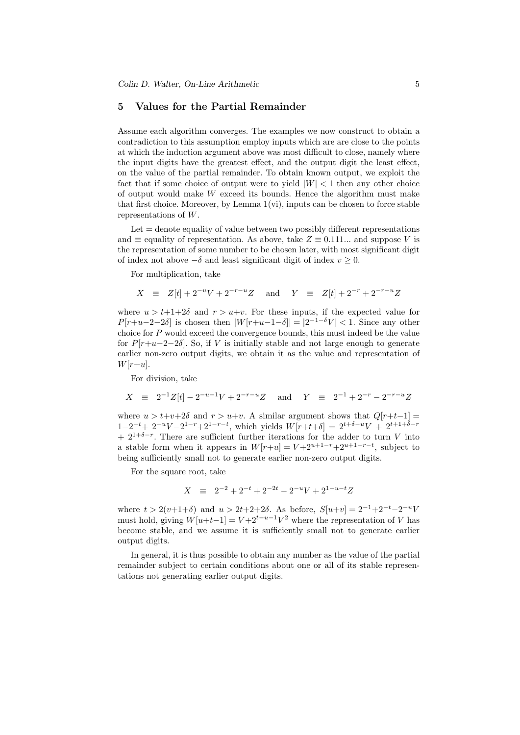## 5 Values for the Partial Remainder

Assume each algorithm converges. The examples we now construct to obtain a contradiction to this assumption employ inputs which are are close to the points at which the induction argument above was most difficult to close, namely where the input digits have the greatest effect, and the output digit the least effect, on the value of the partial remainder. To obtain known output, we exploit the fact that if some choice of output were to yield $|W| < 1$ then any other choice of output would make $W$ exceed its bounds. Hence the algorithm must make that first choice. Moreover, by Lemma 1(vi), inputs can be chosen to force stable representations of $W$.

Let $=$ denote equality of value between two possibly different representations and $\equiv$ equality of representation. As above, take $Z \equiv 0.111...$ and suppose $V$ is the representation of some number to be chosen later, with most significant digit of index not above $-\delta$ and least significant digit of index $v \geq 0$.

For multiplication, take

$$X \;\equiv\; Z[t] + 2^{-u}V + 2^{-r-u}Z \quad \text{and} \quad Y \;\equiv\; Z[t] + 2^{-r} + 2^{-r-u}Z$$

where $u > t{+}1{+}2\delta$ and $r > u{+}v$. For these inputs, if the expected value for $P[r{+}u{-}2{-}2\delta]$ is chosen then $|W[r{+}u{-}1{-}\delta]| = |2^{-1-\delta}V| < 1$. Since any other choice for $P$ would exceed the convergence bounds, this must indeed be the value for $P[r{+}u{-}2{-}2\delta]$. So, if $V$ is initially stable and not large enough to generate earlier non-zero output digits, we obtain it as the value and representation of $W[r{+}u]$.

For division, take

$$X \;\equiv\; 2^{-1}Z[t] - 2^{-u-1}V + 2^{-r-u}Z \quad \text{and} \quad Y \;\equiv\; 2^{-1} + 2^{-r} - 2^{-r-u}Z$$

where $u > t{+}v{+}2\delta$ and $r > u{+}v$. A similar argument shows that $Q[r{+}t{-}1] = 1{-}2^{-t}{+}\ 2^{-u}V{-}2^{1-r}{+}2^{1-r-t}$, which yields $W[r{+}t{+}\delta] = 2^{t+\delta-u}V + 2^{t+1+\delta-r} + 2^{1+\delta-r}$. There are sufficient further iterations for the adder to turn $V$ into a stable form when it appears in $W[r{+}u] = V{+}2^{u+1-r}{+}2^{u+1-r-t}$, subject to being sufficiently small not to generate earlier non-zero output digits.

For the square root, take

$$X \;\equiv\; 2^{-2} + 2^{-t} + 2^{-2t} - 2^{-u}V + 2^{1-u-t}Z$$

where $t > 2(v{+}1{+}\delta)$ and $u > 2t{+}2{+}2\delta$. As before, $S[u{+}v] = 2^{-1}{+}2^{-t}{-}2^{-u}V$ must hold, giving $W[u{+}t{-}1] = V{+}2^{t-u-1}V^2$ where the representation of $V$ has become stable, and we assume it is sufficiently small not to generate earlier output digits.

In general, it is thus possible to obtain any number as the value of the partial remainder subject to certain conditions about one or all of its stable representations not generating earlier output digits.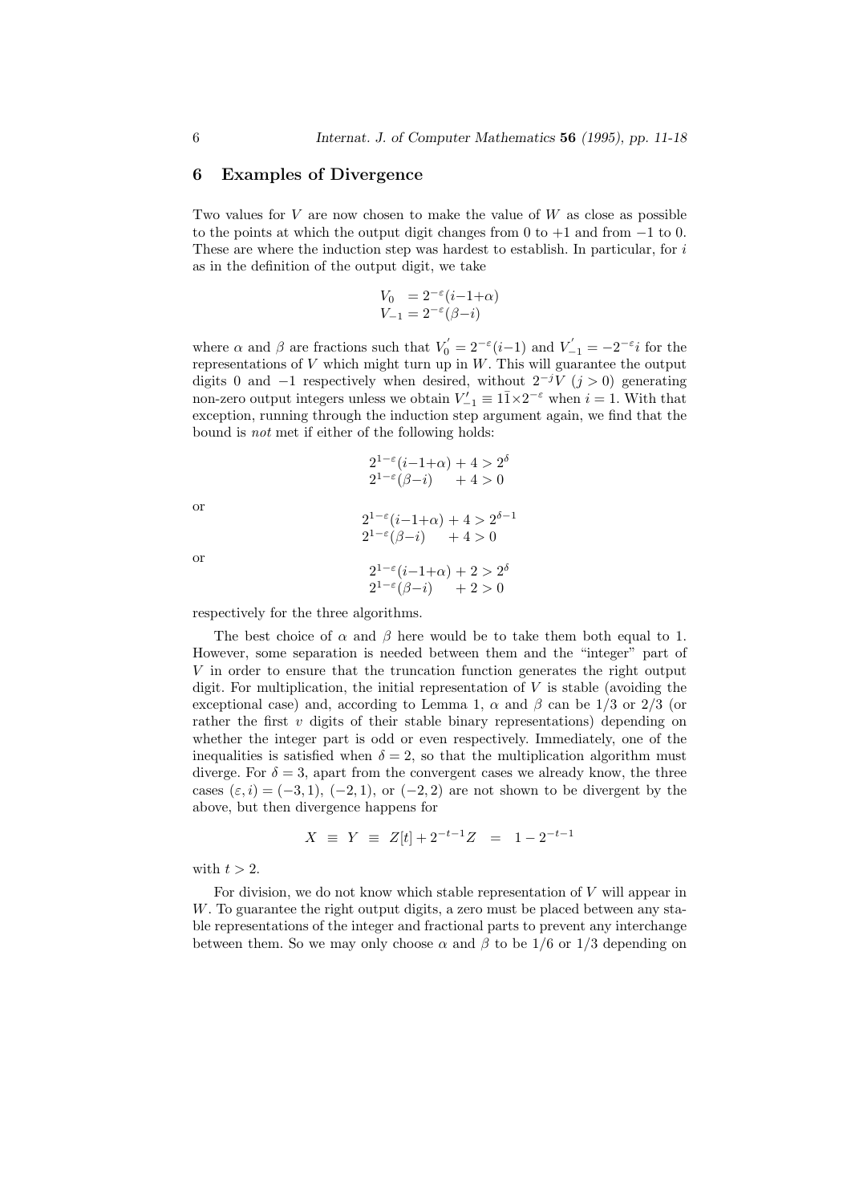## 6 Examples of Divergence

Two values for $V$ are now chosen to make the value of $W$ as close as possible to the points at which the output digit changes from 0 to +1 and from −1 to 0. These are where the induction step was hardest to establish. In particular, for $i$ as in the definition of the output digit, we take

$$
\begin{aligned}
V_0 &= 2^{-\varepsilon}(i-1+\alpha) \\
V_{-1} &= 2^{-\varepsilon}(\beta-i)
\end{aligned}
$$

where $\alpha$ and $\beta$ are fractions such that $V_0^{'} = 2^{-\varepsilon}(i-1)$ and $V_{-1}^{'} = -2^{-\varepsilon}i$ for the representations of $V$ which might turn up in $W$. This will guarantee the output digits 0 and −1 respectively when desired, without $2^{-j}V$ $(j > 0)$ generating non-zero output integers unless we obtain $V_{-1}' \equiv 1\bar{1}\times 2^{-\varepsilon}$ when $i = 1$. With that exception, running through the induction step argument again, we find that the bound is *not* met if either of the following holds:

$$
\begin{aligned}
2^{1-\varepsilon}(i-1+\alpha) + 4 &> 2^{\delta} \\
2^{1-\varepsilon}(\beta-i) \quad + 4 &> 0
\end{aligned}
$$

or

$$
\begin{aligned}
2^{1-\varepsilon}(i-1+\alpha) + 4 &> 2^{\delta-1} \\
2^{1-\varepsilon}(\beta-i) \quad + 4 &> 0
\end{aligned}
$$

or

$$
\begin{aligned}
2^{1-\varepsilon}(i-1+\alpha) + 2 &> 2^{\delta} \\
2^{1-\varepsilon}(\beta-i) \quad + 2 &> 0
\end{aligned}
$$

respectively for the three algorithms.

The best choice of $\alpha$ and $\beta$ here would be to take them both equal to 1. However, some separation is needed between them and the "integer" part of $V$ in order to ensure that the truncation function generates the right output digit. For multiplication, the initial representation of $V$ is stable (avoiding the exceptional case) and, according to Lemma 1, $\alpha$ and $\beta$ can be 1/3 or 2/3 (or rather the first $v$ digits of their stable binary representations) depending on whether the integer part is odd or even respectively. Immediately, one of the inequalities is satisfied when $\delta = 2$, so that the multiplication algorithm must diverge. For $\delta = 3$, apart from the convergent cases we already know, the three cases $(\varepsilon, i) = (-3, 1)$, $(-2, 1)$, or $(-2, 2)$ are not shown to be divergent by the above, but then divergence happens for

$$
X \;\equiv\; Y \;\equiv\; Z[t] + 2^{-t-1}Z \;\;=\;\; 1 - 2^{-t-1}
$$

with $t > 2$.

For division, we do not know which stable representation of $V$ will appear in $W$. To guarantee the right output digits, a zero must be placed between any stable representations of the integer and fractional parts to prevent any interchange between them. So we may only choose $\alpha$ and $\beta$ to be 1/6 or 1/3 depending on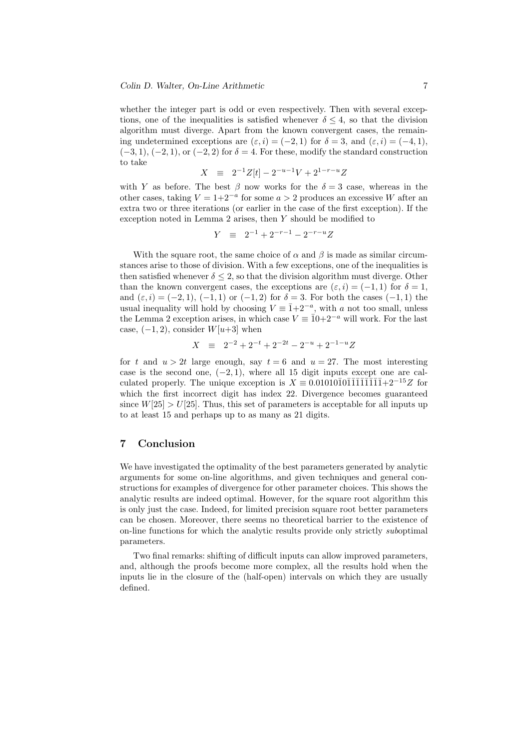whether the integer part is odd or even respectively. Then with several exceptions, one of the inequalities is satisfied whenever $\delta \leq 4$, so that the division algorithm must diverge. Apart from the known convergent cases, the remaining undetermined exceptions are $(\varepsilon, i) = (-2, 1)$ for $\delta = 3$, and $(\varepsilon, i) = (-4, 1)$, $(-3, 1)$, $(-2, 1)$, or $(-2, 2)$ for $\delta = 4$. For these, modify the standard construction to take

$$X \equiv 2^{-1}Z[t] - 2^{-u-1}V + 2^{1-r-u}Z$$

with $Y$ as before. The best $\beta$ now works for the $\delta = 3$ case, whereas in the other cases, taking $V = 1+2^{-a}$ for some $a > 2$ produces an excessive $W$ after an extra two or three iterations (or earlier in the case of the first exception). If the exception noted in Lemma 2 arises, then $Y$ should be modified to

$$Y \equiv 2^{-1} + 2^{-r-1} - 2^{-r-u}Z$$

With the square root, the same choice of $\alpha$ and $\beta$ is made as similar circumstances arise to those of division. With a few exceptions, one of the inequalities is then satisfied whenever $\delta \leq 2$, so that the division algorithm must diverge. Other than the known convergent cases, the exceptions are $(\varepsilon, i) = (-1, 1)$ for $\delta = 1$, and $(\varepsilon, i) = (-2, 1)$, $(-1, 1)$ or $(-1, 2)$ for $\delta = 3$. For both the cases $(-1, 1)$ the usual inequality will hold by choosing $V \equiv \bar{1}{+}2^{-a}$, with $a$ not too small, unless the Lemma 2 exception arises, in which case $V \equiv \bar{1}0{+}2^{-a}$ will work. For the last case, $(-1, 2)$, consider $W[u{+}3]$ when

$$X \equiv 2^{-2} + 2^{-t} + 2^{-2t} - 2^{-u} + 2^{-1-u}Z$$

for $t$ and $u > 2t$ large enough, say $t = 6$ and $u = 27$. The most interesting case is the second one, $(-2, 1)$, where all 15 digit inputs except one are calculated properly. The unique exception is $X \equiv 0.010101\bar{0}\bar{1}\bar{1}\bar{1}\bar{1}\bar{1}\bar{1}\bar{1}\bar{1}{+}2^{-15}Z$ for which the first incorrect digit has index 22. Divergence becomes guaranteed since $W[25] > U[25]$. Thus, this set of parameters is acceptable for all inputs up to at least 15 and perhaps up to as many as 21 digits.

## 7 Conclusion

We have investigated the optimality of the best parameters generated by analytic arguments for some on-line algorithms, and given techniques and general constructions for examples of divergence for other parameter choices. This shows the analytic results are indeed optimal. However, for the square root algorithm this is only just the case. Indeed, for limited precision square root better parameters can be chosen. Moreover, there seems no theoretical barrier to the existence of on-line functions for which the analytic results provide only strictly *sub*optimal parameters.

Two final remarks: shifting of difficult inputs can allow improved parameters, and, although the proofs become more complex, all the results hold when the inputs lie in the closure of the (half-open) intervals on which they are usually defined.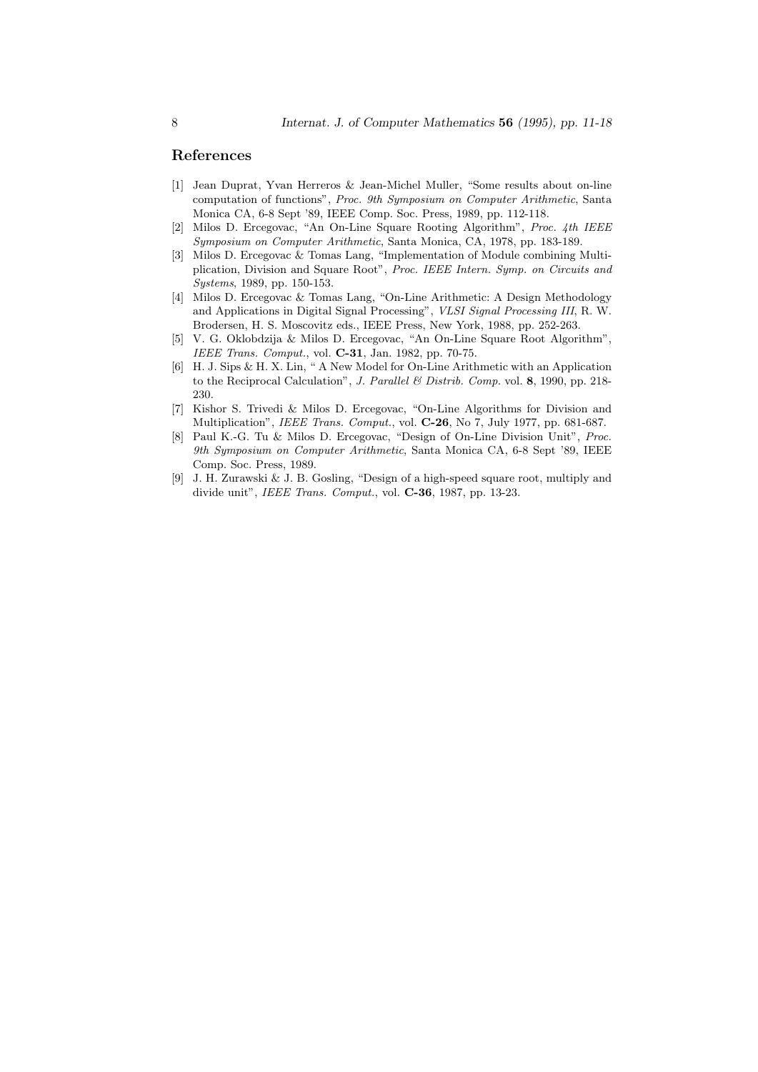## References

[1] Jean Duprat, Yvan Herreros & Jean-Michel Muller, "Some results about on-line computation of functions", *Proc. 9th Symposium on Computer Arithmetic*, Santa Monica CA, 6-8 Sept '89, IEEE Comp. Soc. Press, 1989, pp. 112-118.

[2] Milos D. Ercegovac, "An On-Line Square Rooting Algorithm", *Proc. 4th IEEE Symposium on Computer Arithmetic*, Santa Monica, CA, 1978, pp. 183-189.

[3] Milos D. Ercegovac & Tomas Lang, "Implementation of Module combining Multiplication, Division and Square Root", *Proc. IEEE Intern. Symp. on Circuits and Systems*, 1989, pp. 150-153.

[4] Milos D. Ercegovac & Tomas Lang, "On-Line Arithmetic: A Design Methodology and Applications in Digital Signal Processing", *VLSI Signal Processing III*, R. W. Brodersen, H. S. Moscovitz eds., IEEE Press, New York, 1988, pp. 252-263.

[5] V. G. Oklobdzija & Milos D. Ercegovac, "An On-Line Square Root Algorithm", *IEEE Trans. Comput.*, vol. **C-31**, Jan. 1982, pp. 70-75.

[6] H. J. Sips & H. X. Lin, " A New Model for On-Line Arithmetic with an Application to the Reciprocal Calculation", *J. Parallel & Distrib. Comp.* vol. **8**, 1990, pp. 218-230.

[7] Kishor S. Trivedi & Milos D. Ercegovac, "On-Line Algorithms for Division and Multiplication", *IEEE Trans. Comput.*, vol. **C-26**, No 7, July 1977, pp. 681-687.

[8] Paul K.-G. Tu & Milos D. Ercegovac, "Design of On-Line Division Unit", *Proc. 9th Symposium on Computer Arithmetic*, Santa Monica CA, 6-8 Sept '89, IEEE Comp. Soc. Press, 1989.

[9] J. H. Zurawski & J. B. Gosling, "Design of a high-speed square root, multiply and divide unit", *IEEE Trans. Comput.*, vol. **C-36**, 1987, pp. 13-23.